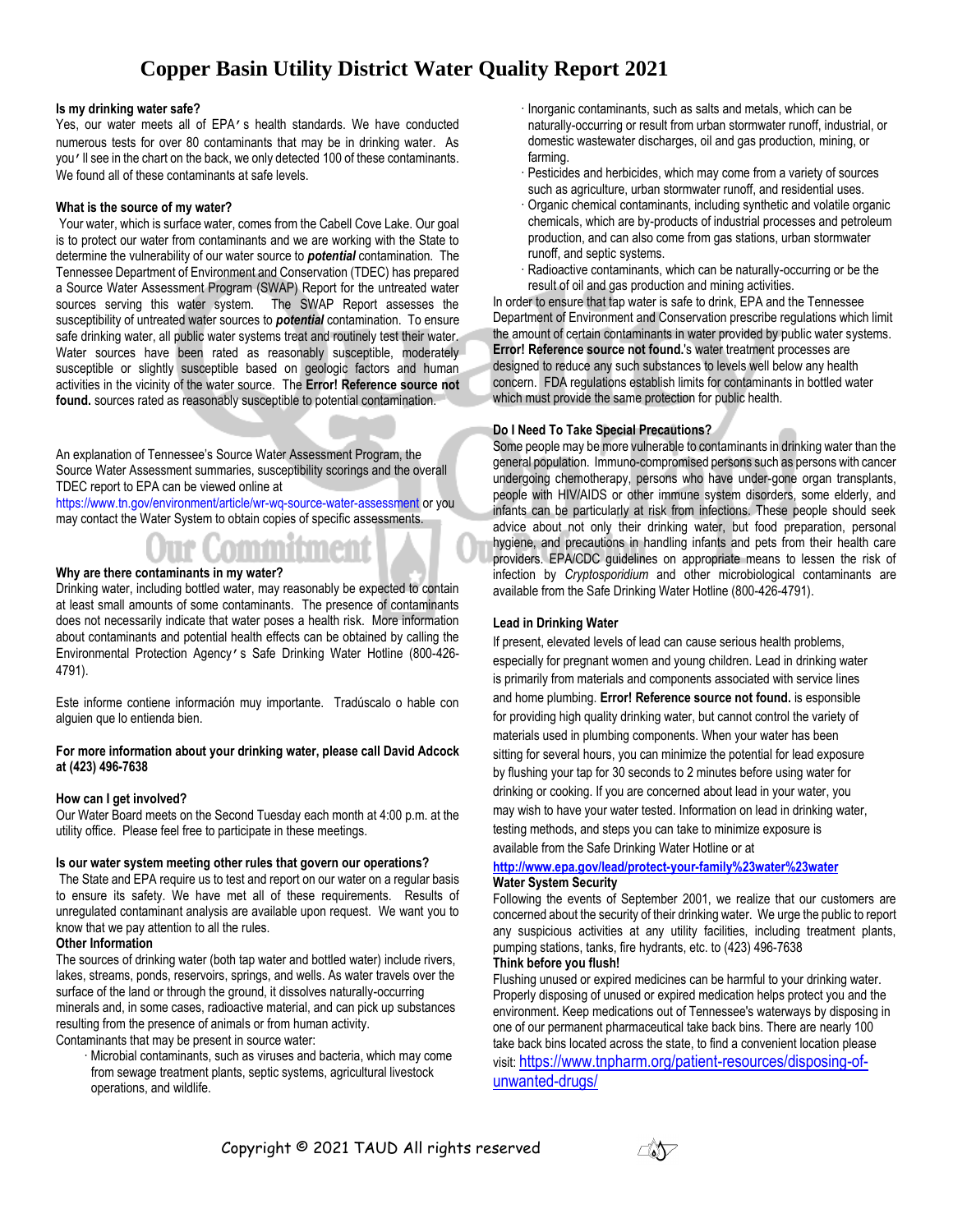# Copper Basin Utility District Water Quality Report 2021

**Is my drinking water safe?**

Yes, our water meets all of EPA's health standards. We have conducted numerous tests for over 80 contaminants that may be in drinking water. As you'll see in the chart on the back, we only detected 100 of these contaminants. We found all of these contaminants at safe levels.

**What is the source of my water?**

Your water, which is surface water, comes from the Cabell Cove Lake. Our goal is to protect our water from contaminants and we are working with the State to determine the vulnerability of our water source to ***potential*** contamination. The Tennessee Department of Environment and Conservation (TDEC) has prepared a Source Water Assessment Program (SWAP) Report for the untreated water sources serving this water system. The SWAP Report assesses the susceptibility of untreated water sources to ***potential*** contamination. To ensure safe drinking water, all public water systems treat and routinely test their water. Water sources have been rated as reasonably susceptible, moderately susceptible or slightly susceptible based on geologic factors and human activities in the vicinity of the water source. The **Error! Reference source not found.** sources rated as reasonably susceptible to potential contamination.

An explanation of Tennessee's Source Water Assessment Program, the Source Water Assessment summaries, susceptibility scorings and the overall TDEC report to EPA can be viewed online at https://www.tn.gov/environment/article/wr-wq-source-water-assessment or you may contact the Water System to obtain copies of specific assessments.

**Why are there contaminants in my water?**

Drinking water, including bottled water, may reasonably be expected to contain at least small amounts of some contaminants. The presence of contaminants does not necessarily indicate that water poses a health risk. More information about contaminants and potential health effects can be obtained by calling the Environmental Protection Agency's Safe Drinking Water Hotline (800-426-4791).

Este informe contiene información muy importante. Tradúscalo o hable con alguien que lo entienda bien.

**For more information about your drinking water, please call David Adcock at (423) 496-7638**

**How can I get involved?**

Our Water Board meets on the Second Tuesday each month at 4:00 p.m. at the utility office. Please feel free to participate in these meetings.

**Is our water system meeting other rules that govern our operations?**

The State and EPA require us to test and report on our water on a regular basis to ensure its safety. We have met all of these requirements. Results of unregulated contaminant analysis are available upon request. We want you to know that we pay attention to all the rules.

**Other Information**

The sources of drinking water (both tap water and bottled water) include rivers, lakes, streams, ponds, reservoirs, springs, and wells. As water travels over the surface of the land or through the ground, it dissolves naturally-occurring minerals and, in some cases, radioactive material, and can pick up substances resulting from the presence of animals or from human activity.

Contaminants that may be present in source water:

- Microbial contaminants, such as viruses and bacteria, which may come from sewage treatment plants, septic systems, agricultural livestock operations, and wildlife.
- Inorganic contaminants, such as salts and metals, which can be naturally-occurring or result from urban stormwater runoff, industrial, or domestic wastewater discharges, oil and gas production, mining, or farming.
- Pesticides and herbicides, which may come from a variety of sources such as agriculture, urban stormwater runoff, and residential uses.
- Organic chemical contaminants, including synthetic and volatile organic chemicals, which are by-products of industrial processes and petroleum production, and can also come from gas stations, urban stormwater runoff, and septic systems.
- Radioactive contaminants, which can be naturally-occurring or be the result of oil and gas production and mining activities.

In order to ensure that tap water is safe to drink, EPA and the Tennessee Department of Environment and Conservation prescribe regulations which limit the amount of certain contaminants in water provided by public water systems. **Error! Reference source not found.**'s water treatment processes are designed to reduce any such substances to levels well below any health concern. FDA regulations establish limits for contaminants in bottled water which must provide the same protection for public health.

**Do I Need To Take Special Precautions?**

Some people may be more vulnerable to contaminants in drinking water than the general population. Immuno-compromised persons such as persons with cancer undergoing chemotherapy, persons who have under-gone organ transplants, people with HIV/AIDS or other immune system disorders, some elderly, and infants can be particularly at risk from infections. These people should seek advice about not only their drinking water, but food preparation, personal hygiene, and precautions in handling infants and pets from their health care providers. EPA/CDC guidelines on appropriate means to lessen the risk of infection by *Cryptosporidium* and other microbiological contaminants are available from the Safe Drinking Water Hotline (800-426-4791).

**Lead in Drinking Water**

If present, elevated levels of lead can cause serious health problems, especially for pregnant women and young children. Lead in drinking water is primarily from materials and components associated with service lines and home plumbing. **Error! Reference source not found.** is esponsible for providing high quality drinking water, but cannot control the variety of materials used in plumbing components. When your water has been sitting for several hours, you can minimize the potential for lead exposure by flushing your tap for 30 seconds to 2 minutes before using water for drinking or cooking. If you are concerned about lead in your water, you may wish to have your water tested. Information on lead in drinking water, testing methods, and steps you can take to minimize exposure is available from the Safe Drinking Water Hotline or at **http://www.epa.gov/lead/protect-your-family%23water%23water**

**Water System Security**

Following the events of September 2001, we realize that our customers are concerned about the security of their drinking water. We urge the public to report any suspicious activities at any utility facilities, including treatment plants, pumping stations, tanks, fire hydrants, etc. to (423) 496-7638

**Think before you flush!**

Flushing unused or expired medicines can be harmful to your drinking water. Properly disposing of unused or expired medication helps protect you and the environment. Keep medications out of Tennessee's waterways by disposing in one of our permanent pharmaceutical take back bins. There are nearly 100 take back bins located across the state, to find a convenient location please visit: https://www.tnpharm.org/patient-resources/disposing-of-unwanted-drugs/

Copyright © 2021 TAUD All rights reserved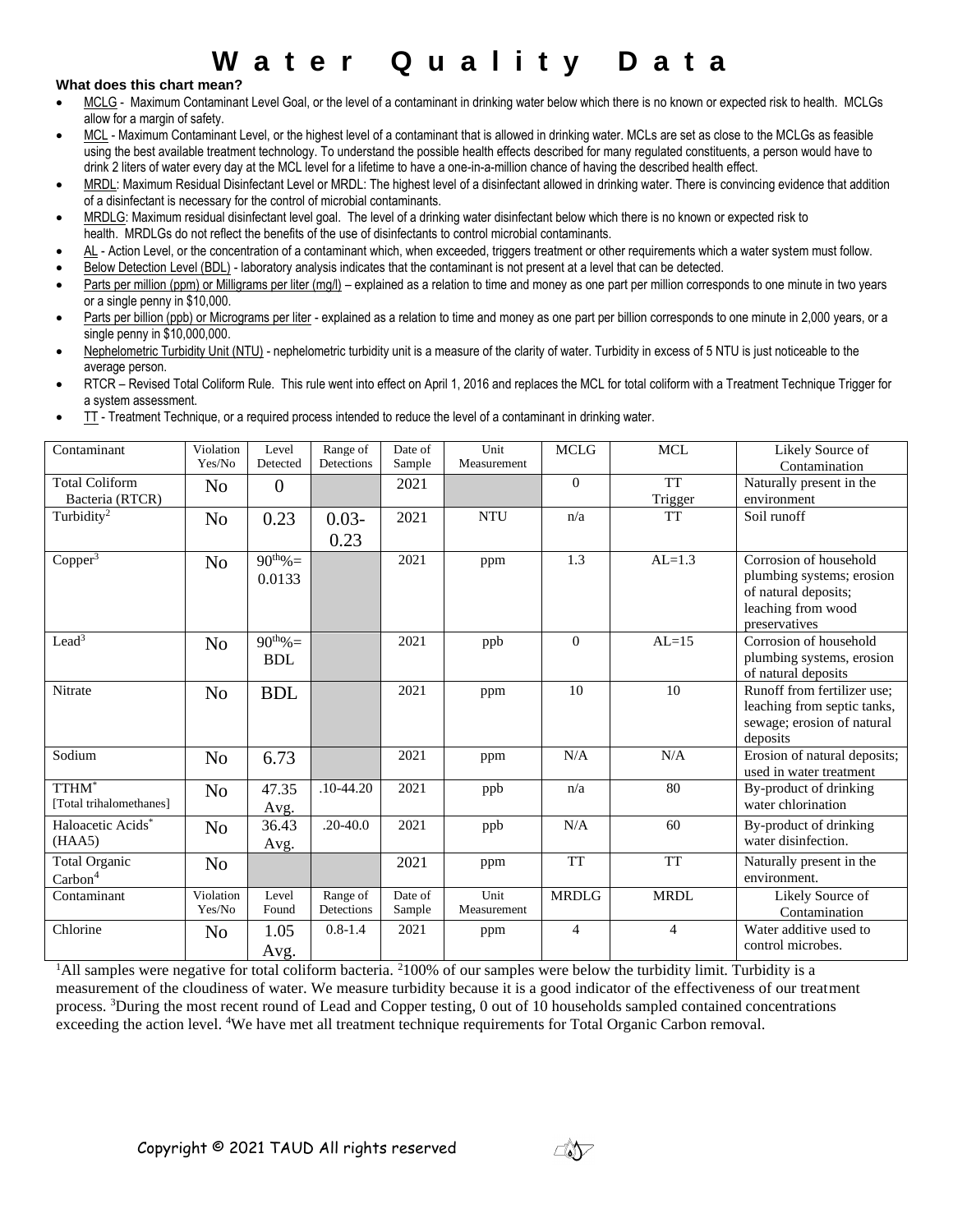# Water Quality Data

**What does this chart mean?**

- MCLG - Maximum Contaminant Level Goal, or the level of a contaminant in drinking water below which there is no known or expected risk to health. MCLGs allow for a margin of safety.
- MCL - Maximum Contaminant Level, or the highest level of a contaminant that is allowed in drinking water. MCLs are set as close to the MCLGs as feasible using the best available treatment technology. To understand the possible health effects described for many regulated constituents, a person would have to drink 2 liters of water every day at the MCL level for a lifetime to have a one-in-a-million chance of having the described health effect.
- MRDL: Maximum Residual Disinfectant Level or MRDL: The highest level of a disinfectant allowed in drinking water. There is convincing evidence that addition of a disinfectant is necessary for the control of microbial contaminants.
- MRDLG: Maximum residual disinfectant level goal. The level of a drinking water disinfectant below which there is no known or expected risk to health. MRDLGs do not reflect the benefits of the use of disinfectants to control microbial contaminants.
- AL - Action Level, or the concentration of a contaminant which, when exceeded, triggers treatment or other requirements which a water system must follow.
- Below Detection Level (BDL) - laboratory analysis indicates that the contaminant is not present at a level that can be detected.
- Parts per million (ppm) or Milligrams per liter (mg/l) – explained as a relation to time and money as one part per million corresponds to one minute in two years or a single penny in $10,000.
- Parts per billion (ppb) or Micrograms per liter - explained as a relation to time and money as one part per billion corresponds to one minute in 2,000 years, or a single penny in $10,000,000.
- Nephelometric Turbidity Unit (NTU) - nephelometric turbidity unit is a measure of the clarity of water. Turbidity in excess of 5 NTU is just noticeable to the average person.
- RTCR – Revised Total Coliform Rule. This rule went into effect on April 1, 2016 and replaces the MCL for total coliform with a Treatment Technique Trigger for a system assessment.
- TT - Treatment Technique, or a required process intended to reduce the level of a contaminant in drinking water.

| Contaminant | Violation Yes/No | Level Detected | Range of Detections | Date of Sample | Unit Measurement | MCLG | MCL | Likely Source of Contamination |
|---|---|---|---|---|---|---|---|---|
| Total Coliform Bacteria (RTCR) | No | 0 | | 2021 | | 0 | TT Trigger | Naturally present in the environment |
| Turbidity[2] | No | 0.23 | 0.03-0.23 | 2021 | NTU | n/a | TT | Soil runoff |
| Copper[3] | No | 90th%= 0.0133 | | 2021 | ppm | 1.3 | AL=1.3 | Corrosion of household plumbing systems; erosion of natural deposits; leaching from wood preservatives |
| Lead[3] | No | 90th%= BDL | | 2021 | ppb | 0 | AL=15 | Corrosion of household plumbing systems, erosion of natural deposits |
| Nitrate | No | BDL | | 2021 | ppm | 10 | 10 | Runoff from fertilizer use; leaching from septic tanks, sewage; erosion of natural deposits |
| Sodium | No | 6.73 | | 2021 | ppm | N/A | N/A | Erosion of natural deposits; used in water treatment |
| TTHM* [Total trihalomethanes] | No | 47.35 Avg. | .10-44.20 | 2021 | ppb | n/a | 80 | By-product of drinking water chlorination |
| Haloacetic Acids* (HAA5) | No | 36.43 Avg. | .20-40.0 | 2021 | ppb | N/A | 60 | By-product of drinking water disinfection. |
| Total Organic Carbon[4] | No | | | 2021 | ppm | TT | TT | Naturally present in the environment. |
| **Contaminant** | **Violation Yes/No** | **Level Found** | **Range of Detections** | **Date of Sample** | **Unit Measurement** | **MRDLG** | **MRDL** | **Likely Source of Contamination** |
| Chlorine | No | 1.05 Avg. | 0.8-1.4 | 2021 | ppm | 4 | 4 | Water additive used to control microbes. |

[1]All samples were negative for total coliform bacteria. [2]100% of our samples were below the turbidity limit. Turbidity is a measurement of the cloudiness of water. We measure turbidity because it is a good indicator of the effectiveness of our treatment process. [3]During the most recent round of Lead and Copper testing, 0 out of 10 households sampled contained concentrations exceeding the action level. [4]We have met all treatment technique requirements for Total Organic Carbon removal.

Copyright © 2021 TAUD All rights reserved